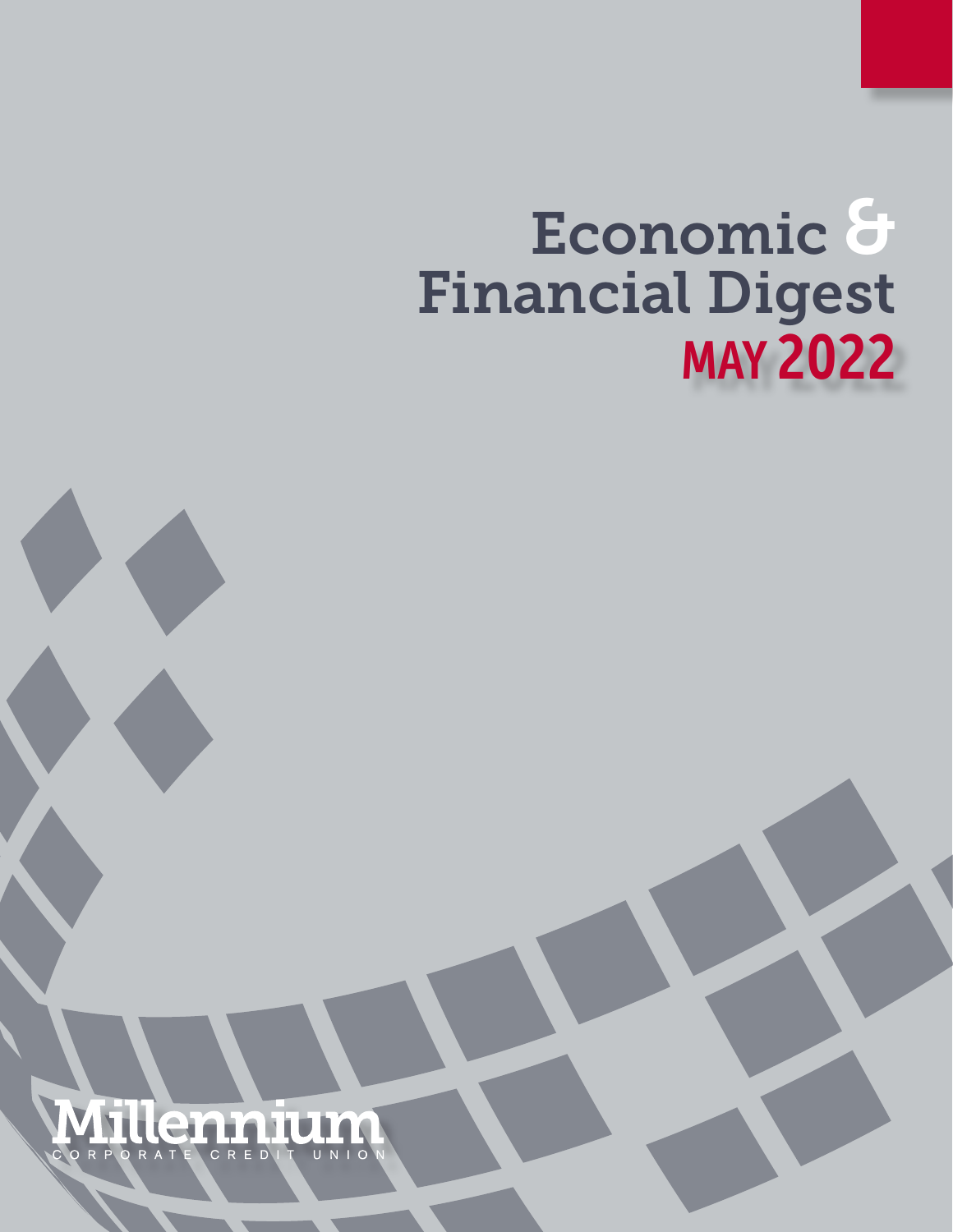# Economic & Financial Digest

## MAY 2022

Millennium

CORPORATE CREDIT UNION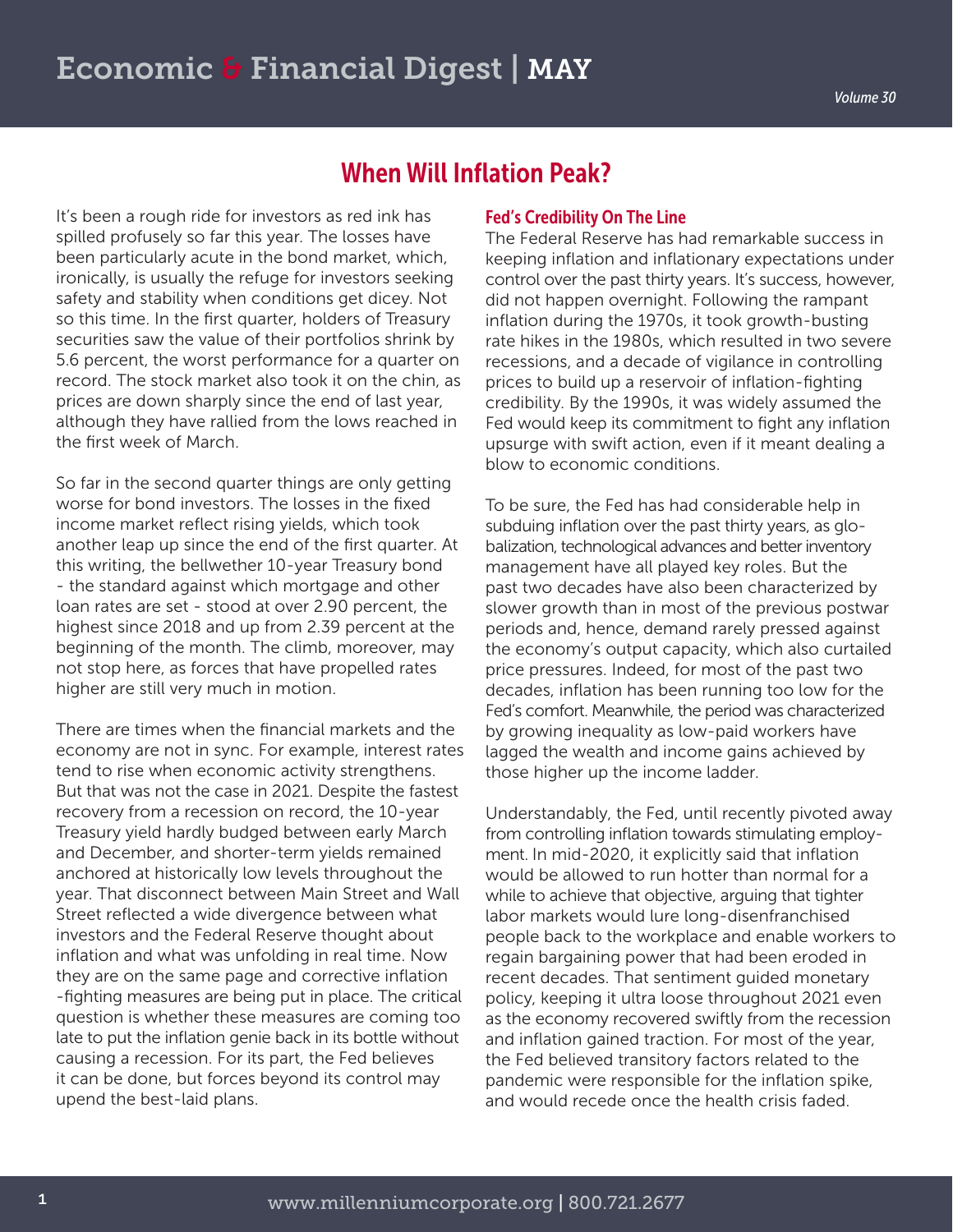# Economic & Financial Digest | MAY

*Volume 30*

## When Will Inflation Peak?

It's been a rough ride for investors as red ink has spilled profusely so far this year. The losses have been particularly acute in the bond market, which, ironically, is usually the refuge for investors seeking safety and stability when conditions get dicey. Not so this time. In the first quarter, holders of Treasury securities saw the value of their portfolios shrink by 5.6 percent, the worst performance for a quarter on record. The stock market also took it on the chin, as prices are down sharply since the end of last year, although they have rallied from the lows reached in the first week of March.

So far in the second quarter things are only getting worse for bond investors. The losses in the fixed income market reflect rising yields, which took another leap up since the end of the first quarter. At this writing, the bellwether 10-year Treasury bond - the standard against which mortgage and other loan rates are set - stood at over 2.90 percent, the highest since 2018 and up from 2.39 percent at the beginning of the month. The climb, moreover, may not stop here, as forces that have propelled rates higher are still very much in motion.

There are times when the financial markets and the economy are not in sync. For example, interest rates tend to rise when economic activity strengthens. But that was not the case in 2021. Despite the fastest recovery from a recession on record, the 10-year Treasury yield hardly budged between early March and December, and shorter-term yields remained anchored at historically low levels throughout the year. That disconnect between Main Street and Wall Street reflected a wide divergence between what investors and the Federal Reserve thought about inflation and what was unfolding in real time. Now they are on the same page and corrective inflation-fighting measures are being put in place. The critical question is whether these measures are coming too late to put the inflation genie back in its bottle without causing a recession. For its part, the Fed believes it can be done, but forces beyond its control may upend the best-laid plans.

### Fed's Credibility On The Line

The Federal Reserve has had remarkable success in keeping inflation and inflationary expectations under control over the past thirty years. It's success, however, did not happen overnight. Following the rampant inflation during the 1970s, it took growth-busting rate hikes in the 1980s, which resulted in two severe recessions, and a decade of vigilance in controlling prices to build up a reservoir of inflation-fighting credibility. By the 1990s, it was widely assumed the Fed would keep its commitment to fight any inflation upsurge with swift action, even if it meant dealing a blow to economic conditions.

To be sure, the Fed has had considerable help in subduing inflation over the past thirty years, as globalization, technological advances and better inventory management have all played key roles. But the past two decades have also been characterized by slower growth than in most of the previous postwar periods and, hence, demand rarely pressed against the economy's output capacity, which also curtailed price pressures. Indeed, for most of the past two decades, inflation has been running too low for the Fed's comfort. Meanwhile, the period was characterized by growing inequality as low-paid workers have lagged the wealth and income gains achieved by those higher up the income ladder.

Understandably, the Fed, until recently pivoted away from controlling inflation towards stimulating employment. In mid-2020, it explicitly said that inflation would be allowed to run hotter than normal for a while to achieve that objective, arguing that tighter labor markets would lure long-disenfranchised people back to the workplace and enable workers to regain bargaining power that had been eroded in recent decades. That sentiment guided monetary policy, keeping it ultra loose throughout 2021 even as the economy recovered swiftly from the recession and inflation gained traction. For most of the year, the Fed believed transitory factors related to the pandemic were responsible for the inflation spike, and would recede once the health crisis faded.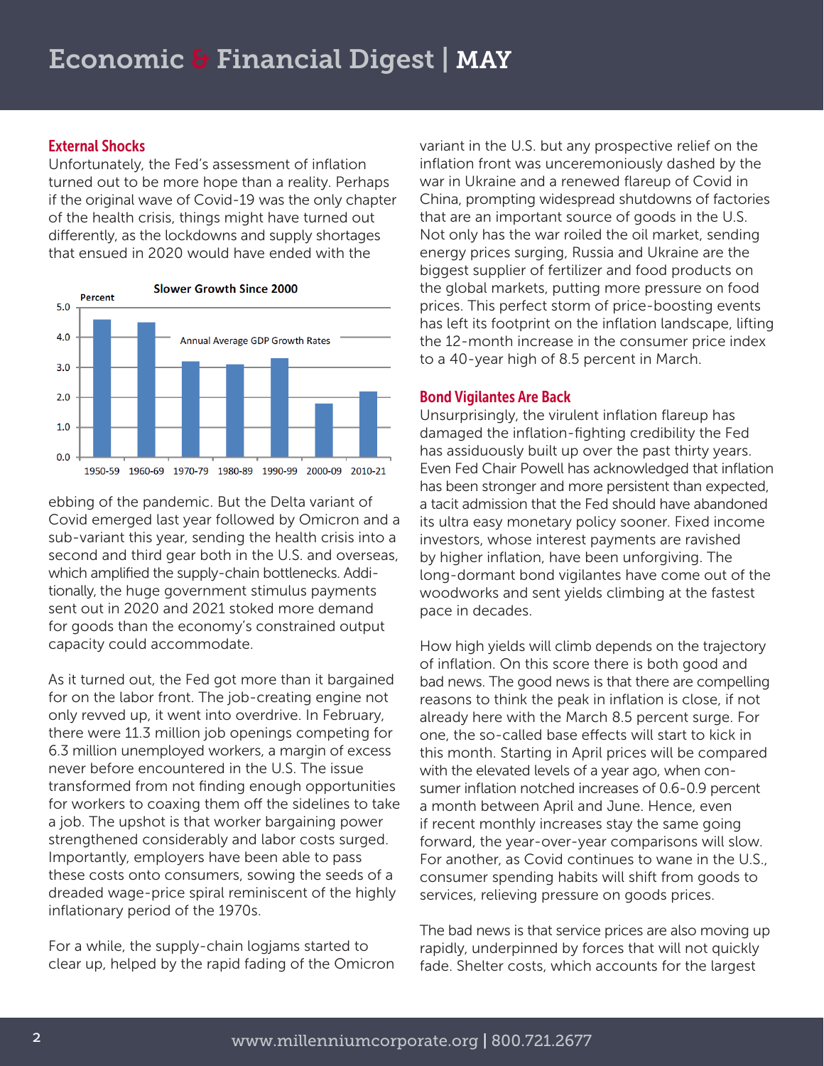## External Shocks

Unfortunately, the Fed's assessment of inflation turned out to be more hope than a reality. Perhaps if the original wave of Covid-19 was the only chapter of the health crisis, things might have turned out differently, as the lockdowns and supply shortages that ensued in 2020 would have ended with the ebbing of the pandemic. But the Delta variant of Covid emerged last year followed by Omicron and a sub-variant this year, sending the health crisis into a second and third gear both in the U.S. and overseas, which amplified the supply-chain bottlenecks. Additionally, the huge government stimulus payments sent out in 2020 and 2021 stoked more demand for goods than the economy's constrained output capacity could accommodate.

**Slower Growth Since 2000**

Annual Average GDP Growth Rates (Percent): 1950-59, 1960-69, 1970-79, 1980-89, 1990-99, 2000-09, 2010-21

As it turned out, the Fed got more than it bargained for on the labor front. The job-creating engine not only revved up, it went into overdrive. In February, there were 11.3 million job openings competing for 6.3 million unemployed workers, a margin of excess never before encountered in the U.S. The issue transformed from not finding enough opportunities for workers to coaxing them off the sidelines to take a job. The upshot is that worker bargaining power strengthened considerably and labor costs surged. Importantly, employers have been able to pass these costs onto consumers, sowing the seeds of a dreaded wage-price spiral reminiscent of the highly inflationary period of the 1970s.

For a while, the supply-chain logjams started to clear up, helped by the rapid fading of the Omicron variant in the U.S. but any prospective relief on the inflation front was unceremoniously dashed by the war in Ukraine and a renewed flareup of Covid in China, prompting widespread shutdowns of factories that are an important source of goods in the U.S. Not only has the war roiled the oil market, sending energy prices surging, Russia and Ukraine are the biggest supplier of fertilizer and food products on the global markets, putting more pressure on food prices. This perfect storm of price-boosting events has left its footprint on the inflation landscape, lifting the 12-month increase in the consumer price index to a 40-year high of 8.5 percent in March.

## Bond Vigilantes Are Back

Unsurprisingly, the virulent inflation flareup has damaged the inflation-fighting credibility the Fed has assiduously built up over the past thirty years. Even Fed Chair Powell has acknowledged that inflation has been stronger and more persistent than expected, a tacit admission that the Fed should have abandoned its ultra easy monetary policy sooner. Fixed income investors, whose interest payments are ravished by higher inflation, have been unforgiving. The long-dormant bond vigilantes have come out of the woodworks and sent yields climbing at the fastest pace in decades.

How high yields will climb depends on the trajectory of inflation. On this score there is both good and bad news. The good news is that there are compelling reasons to think the peak in inflation is close, if not already here with the March 8.5 percent surge. For one, the so-called base effects will start to kick in this month. Starting in April prices will be compared with the elevated levels of a year ago, when consumer inflation notched increases of 0.6-0.9 percent a month between April and June. Hence, even if recent monthly increases stay the same going forward, the year-over-year comparisons will slow. For another, as Covid continues to wane in the U.S., consumer spending habits will shift from goods to services, relieving pressure on goods prices.

The bad news is that service prices are also moving up rapidly, underpinned by forces that will not quickly fade. Shelter costs, which accounts for the largest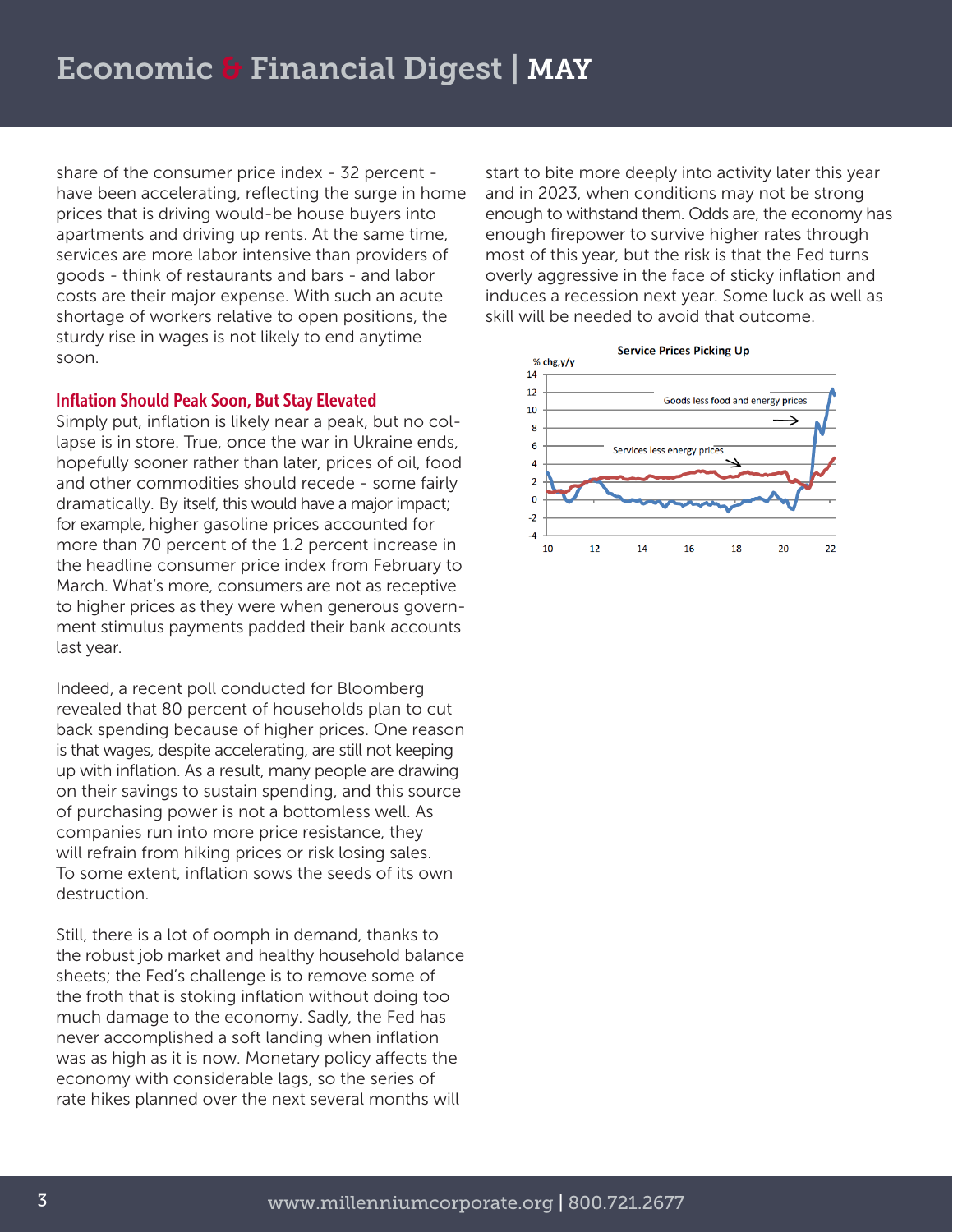share of the consumer price index - 32 percent - have been accelerating, reflecting the surge in home prices that is driving would-be house buyers into apartments and driving up rents. At the same time, services are more labor intensive than providers of goods - think of restaurants and bars - and labor costs are their major expense. With such an acute shortage of workers relative to open positions, the sturdy rise in wages is not likely to end anytime soon.

## Inflation Should Peak Soon, But Stay Elevated

Simply put, inflation is likely near a peak, but no collapse is in store. True, once the war in Ukraine ends, hopefully sooner rather than later, prices of oil, food and other commodities should recede - some fairly dramatically. By itself, this would have a major impact; for example, higher gasoline prices accounted for more than 70 percent of the 1.2 percent increase in the headline consumer price index from February to March. What's more, consumers are not as receptive to higher prices as they were when generous government stimulus payments padded their bank accounts last year.

Indeed, a recent poll conducted for Bloomberg revealed that 80 percent of households plan to cut back spending because of higher prices. One reason is that wages, despite accelerating, are still not keeping up with inflation. As a result, many people are drawing on their savings to sustain spending, and this source of purchasing power is not a bottomless well. As companies run into more price resistance, they will refrain from hiking prices or risk losing sales. To some extent, inflation sows the seeds of its own destruction.

Still, there is a lot of oomph in demand, thanks to the robust job market and healthy household balance sheets; the Fed's challenge is to remove some of the froth that is stoking inflation without doing too much damage to the economy. Sadly, the Fed has never accomplished a soft landing when inflation was as high as it is now. Monetary policy affects the economy with considerable lags, so the series of rate hikes planned over the next several months will start to bite more deeply into activity later this year and in 2023, when conditions may not be strong enough to withstand them. Odds are, the economy has enough firepower to survive higher rates through most of this year, but the risk is that the Fed turns overly aggressive in the face of sticky inflation and induces a recession next year. Some luck as well as skill will be needed to avoid that outcome.

**Service Prices Picking Up**

% chg,y/y

Goods less food and energy prices

Services less energy prices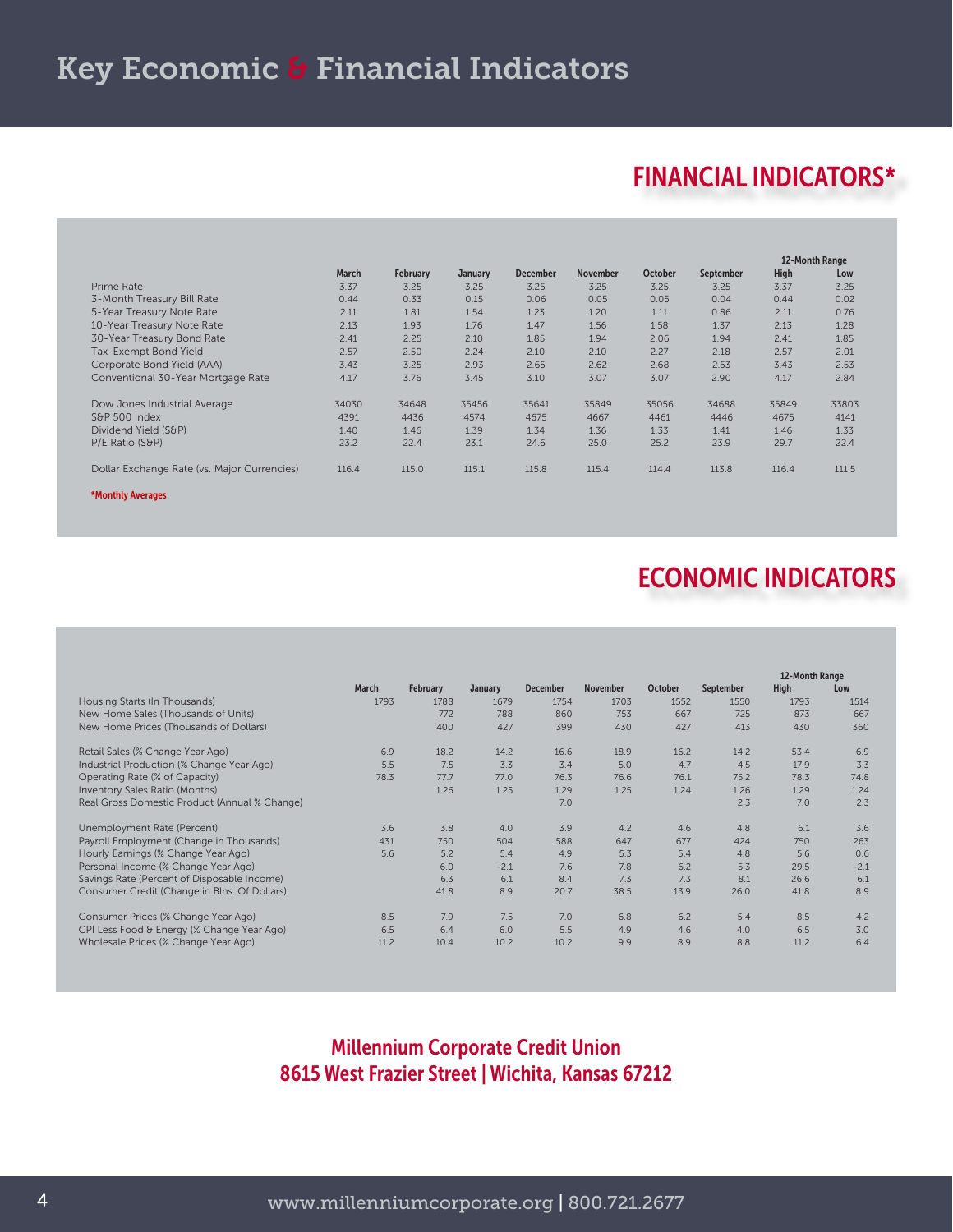# Key Economic & Financial Indicators

## FINANCIAL INDICATORS*

| | March | February | January | December | November | October | September | 12-Month Range High | 12-Month Range Low |
|---|---|---|---|---|---|---|---|---|---|
| Prime Rate | 3.37 | 3.25 | 3.25 | 3.25 | 3.25 | 3.25 | 3.25 | 3.37 | 3.25 |
| 3-Month Treasury Bill Rate | 0.44 | 0.33 | 0.15 | 0.06 | 0.05 | 0.05 | 0.04 | 0.44 | 0.02 |
| 5-Year Treasury Note Rate | 2.11 | 1.81 | 1.54 | 1.23 | 1.20 | 1.11 | 0.86 | 2.11 | 0.76 |
| 10-Year Treasury Note Rate | 2.13 | 1.93 | 1.76 | 1.47 | 1.56 | 1.58 | 1.37 | 2.13 | 1.28 |
| 30-Year Treasury Bond Rate | 2.41 | 2.25 | 2.10 | 1.85 | 1.94 | 2.06 | 1.94 | 2.41 | 1.85 |
| Tax-Exempt Bond Yield | 2.57 | 2.50 | 2.24 | 2.10 | 2.10 | 2.27 | 2.18 | 2.57 | 2.01 |
| Corporate Bond Yield (AAA) | 3.43 | 3.25 | 2.93 | 2.65 | 2.62 | 2.68 | 2.53 | 3.43 | 2.53 |
| Conventional 30-Year Mortgage Rate | 4.17 | 3.76 | 3.45 | 3.10 | 3.07 | 3.07 | 2.90 | 4.17 | 2.84 |
| Dow Jones Industrial Average | 34030 | 34648 | 35456 | 35641 | 35849 | 35056 | 34688 | 35849 | 33803 |
| S&P 500 Index | 4391 | 4436 | 4574 | 4675 | 4667 | 4461 | 4446 | 4675 | 4141 |
| Dividend Yield (S&P) | 1.40 | 1.46 | 1.39 | 1.34 | 1.36 | 1.33 | 1.41 | 1.46 | 1.33 |
| P/E Ratio (S&P) | 23.2 | 22.4 | 23.1 | 24.6 | 25.0 | 25.2 | 23.9 | 29.7 | 22.4 |
| Dollar Exchange Rate (vs. Major Currencies) | 116.4 | 115.0 | 115.1 | 115.8 | 115.4 | 114.4 | 113.8 | 116.4 | 111.5 |

*Monthly Averages

## ECONOMIC INDICATORS

| | March | February | January | December | November | October | September | 12-Month Range High | 12-Month Range Low |
|---|---|---|---|---|---|---|---|---|---|
| Housing Starts (In Thousands) | 1793 | 1788 | 1679 | 1754 | 1703 | 1552 | 1550 | 1793 | 1514 |
| New Home Sales (Thousands of Units) | | 772 | 788 | 860 | 753 | 667 | 725 | 873 | 667 |
| New Home Prices (Thousands of Dollars) | | 400 | 427 | 399 | 430 | 427 | 413 | 430 | 360 |
| Retail Sales (% Change Year Ago) | 6.9 | 18.2 | 14.2 | 16.6 | 18.9 | 16.2 | 14.2 | 53.4 | 6.9 |
| Industrial Production (% Change Year Ago) | 5.5 | 7.5 | 3.3 | 3.4 | 5.0 | 4.7 | 4.5 | 17.9 | 3.3 |
| Operating Rate (% of Capacity) | 78.3 | 77.7 | 77.0 | 76.3 | 76.6 | 76.1 | 75.2 | 78.3 | 74.8 |
| Inventory Sales Ratio (Months) | | 1.26 | 1.25 | 1.29 | 1.25 | 1.24 | 1.26 | 1.29 | 1.24 |
| Real Gross Domestic Product (Annual % Change) | | | | 7.0 | | | 2.3 | 7.0 | 2.3 |
| Unemployment Rate (Percent) | 3.6 | 3.8 | 4.0 | 3.9 | 4.2 | 4.6 | 4.8 | 6.1 | 3.6 |
| Payroll Employment (Change in Thousands) | 431 | 750 | 504 | 588 | 647 | 677 | 424 | 750 | 263 |
| Hourly Earnings (% Change Year Ago) | 5.6 | 5.2 | 5.4 | 4.9 | 5.3 | 5.4 | 4.8 | 5.6 | 0.6 |
| Personal Income (% Change Year Ago) | | 6.0 | -2.1 | 7.6 | 7.8 | 6.2 | 5.3 | 29.5 | -2.1 |
| Savings Rate (Percent of Disposable Income) | | 6.3 | 6.1 | 8.4 | 7.3 | 7.3 | 8.1 | 26.6 | 6.1 |
| Consumer Credit (Change in Blns. Of Dollars) | | 41.8 | 8.9 | 20.7 | 38.5 | 13.9 | 26.0 | 41.8 | 8.9 |
| Consumer Prices (% Change Year Ago) | 8.5 | 7.9 | 7.5 | 7.0 | 6.8 | 6.2 | 5.4 | 8.5 | 4.2 |
| CPI Less Food & Energy (% Change Year Ago) | 6.5 | 6.4 | 6.0 | 5.5 | 4.9 | 4.6 | 4.0 | 6.5 | 3.0 |
| Wholesale Prices (% Change Year Ago) | 11.2 | 10.4 | 10.2 | 10.2 | 9.9 | 8.9 | 8.8 | 11.2 | 6.4 |

**Millennium Corporate Credit Union**
**8615 West Frazier Street | Wichita, Kansas 67212**